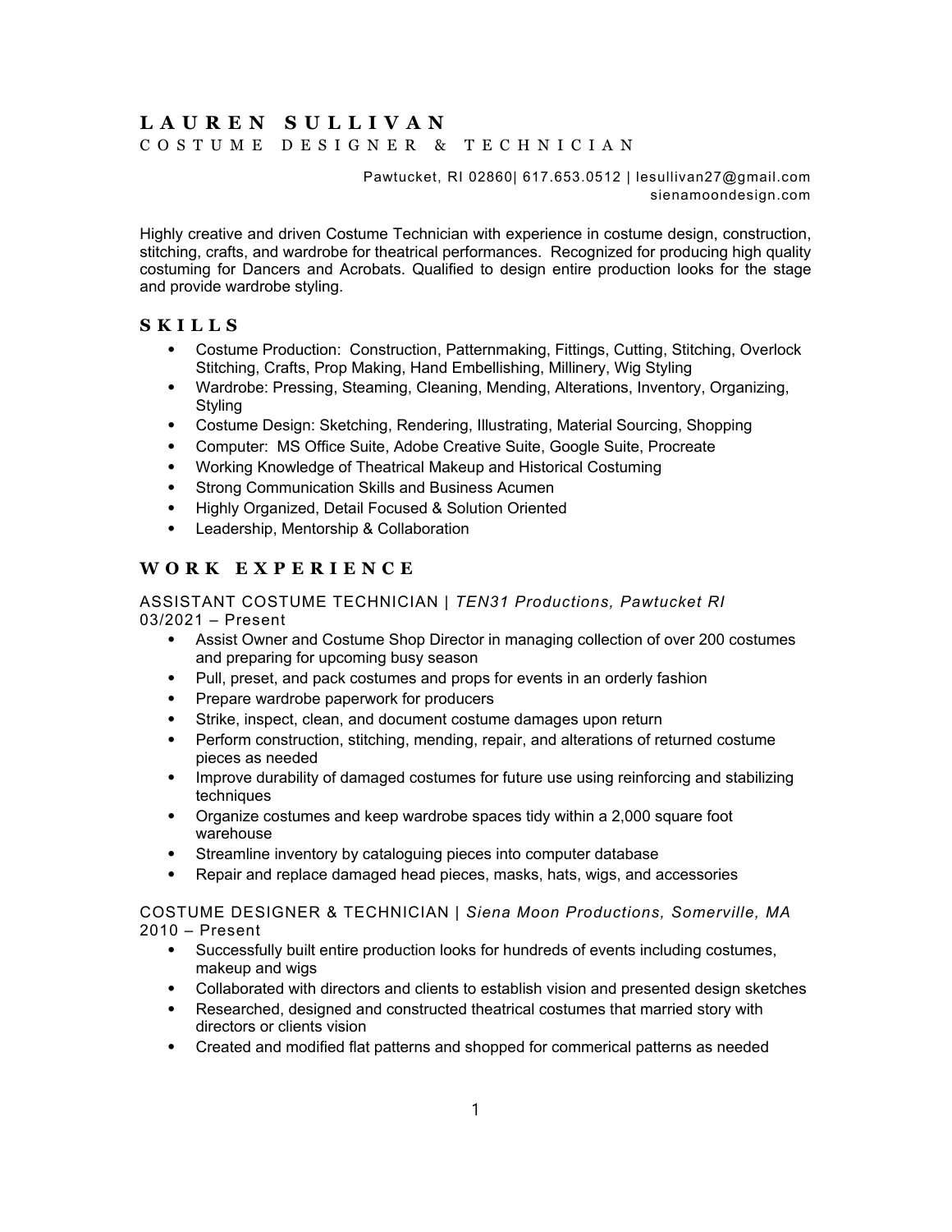# LAUREN SULLIVAN

COSTUME DESIGNER & TECHNICIAN

Pawtucket, RI 02860| 617.653.0512 | lesullivan27@gmail.com
sienamoondesign.com

Highly creative and driven Costume Technician with experience in costume design, construction, stitching, crafts, and wardrobe for theatrical performances. Recognized for producing high quality costuming for Dancers and Acrobats. Qualified to design entire production looks for the stage and provide wardrobe styling.

## SKILLS

- Costume Production: Construction, Patternmaking, Fittings, Cutting, Stitching, Overlock Stitching, Crafts, Prop Making, Hand Embellishing, Millinery, Wig Styling
- Wardrobe: Pressing, Steaming, Cleaning, Mending, Alterations, Inventory, Organizing, Styling
- Costume Design: Sketching, Rendering, Illustrating, Material Sourcing, Shopping
- Computer: MS Office Suite, Adobe Creative Suite, Google Suite, Procreate
- Working Knowledge of Theatrical Makeup and Historical Costuming
- Strong Communication Skills and Business Acumen
- Highly Organized, Detail Focused & Solution Oriented
- Leadership, Mentorship & Collaboration

## WORK EXPERIENCE

ASSISTANT COSTUME TECHNICIAN | *TEN31 Productions, Pawtucket RI*
03/2021 – Present

- Assist Owner and Costume Shop Director in managing collection of over 200 costumes and preparing for upcoming busy season
- Pull, preset, and pack costumes and props for events in an orderly fashion
- Prepare wardrobe paperwork for producers
- Strike, inspect, clean, and document costume damages upon return
- Perform construction, stitching, mending, repair, and alterations of returned costume pieces as needed
- Improve durability of damaged costumes for future use using reinforcing and stabilizing techniques
- Organize costumes and keep wardrobe spaces tidy within a 2,000 square foot warehouse
- Streamline inventory by cataloguing pieces into computer database
- Repair and replace damaged head pieces, masks, hats, wigs, and accessories

COSTUME DESIGNER & TECHNICIAN | *Siena Moon Productions, Somerville, MA*
2010 – Present

- Successfully built entire production looks for hundreds of events including costumes, makeup and wigs
- Collaborated with directors and clients to establish vision and presented design sketches
- Researched, designed and constructed theatrical costumes that married story with directors or clients vision
- Created and modified flat patterns and shopped for commerical patterns as needed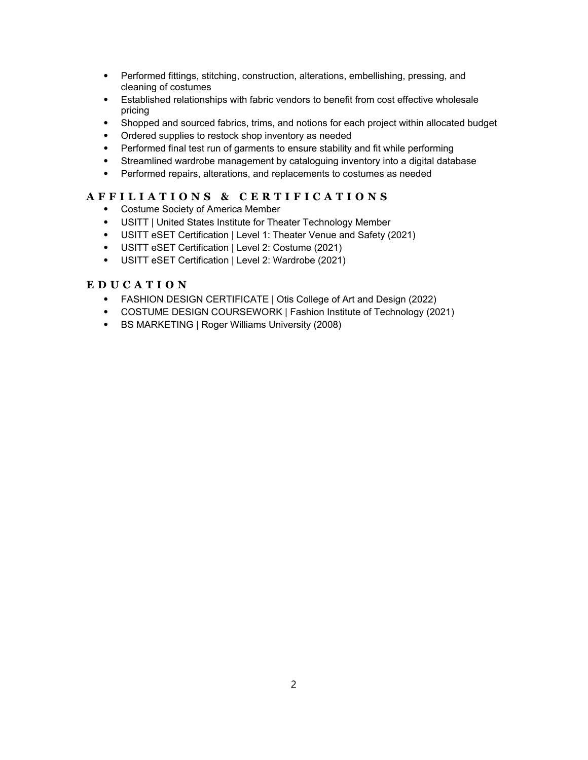- Performed fittings, stitching, construction, alterations, embellishing, pressing, and cleaning of costumes
- Established relationships with fabric vendors to benefit from cost effective wholesale pricing
- Shopped and sourced fabrics, trims, and notions for each project within allocated budget
- Ordered supplies to restock shop inventory as needed
- Performed final test run of garments to ensure stability and fit while performing
- Streamlined wardrobe management by cataloguing inventory into a digital database
- Performed repairs, alterations, and replacements to costumes as needed

## AFFILIATIONS & CERTIFICATIONS

- Costume Society of America Member
- USITT | United States Institute for Theater Technology Member
- USITT eSET Certification | Level 1: Theater Venue and Safety (2021)
- USITT eSET Certification | Level 2: Costume (2021)
- USITT eSET Certification | Level 2: Wardrobe (2021)

## EDUCATION

- FASHION DESIGN CERTIFICATE | Otis College of Art and Design (2022)
- COSTUME DESIGN COURSEWORK | Fashion Institute of Technology (2021)
- BS MARKETING | Roger Williams University (2008)